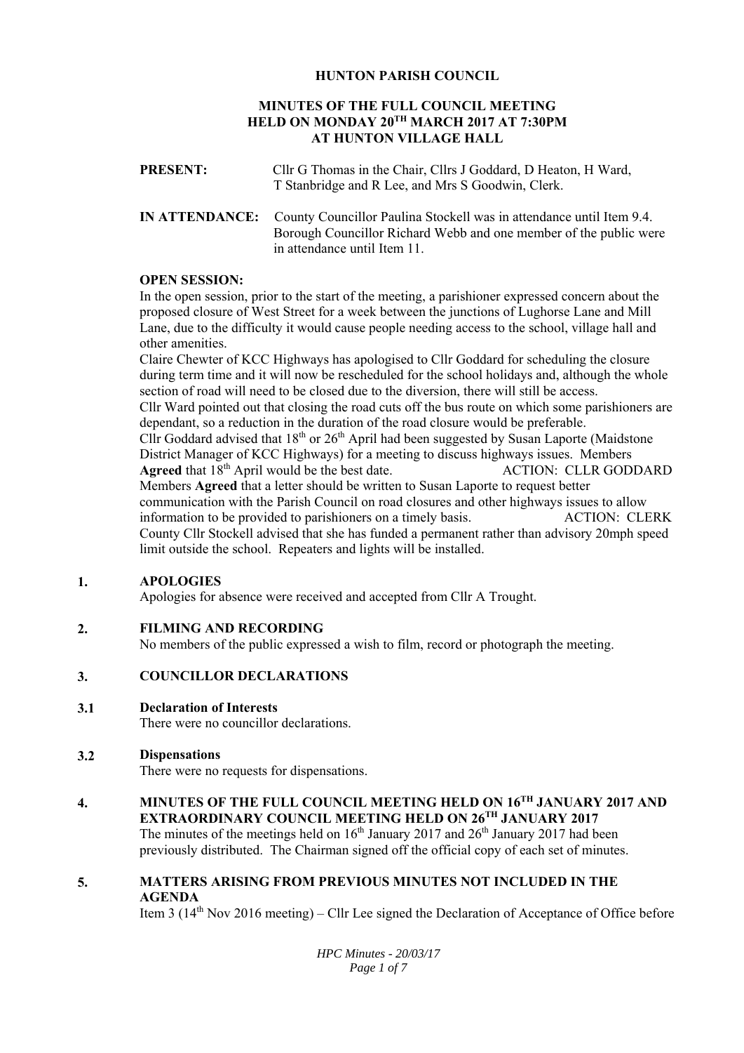# HUNTON PARISH COUNCIL

## MINUTES OF THE FULL COUNCIL MEETING HELD ON MONDAY 20TH MARCH 2017 AT 7:30PM AT HUNTON VILLAGE HALL

**PRESENT:** Cllr G Thomas in the Chair, Cllrs J Goddard, D Heaton, H Ward, T Stanbridge and R Lee, and Mrs S Goodwin, Clerk.

**IN ATTENDANCE:** County Councillor Paulina Stockell was in attendance until Item 9.4. Borough Councillor Richard Webb and one member of the public were in attendance until Item 11.

**OPEN SESSION:**

In the open session, prior to the start of the meeting, a parishioner expressed concern about the proposed closure of West Street for a week between the junctions of Lughorse Lane and Mill Lane, due to the difficulty it would cause people needing access to the school, village hall and other amenities.

Claire Chewter of KCC Highways has apologised to Cllr Goddard for scheduling the closure during term time and it will now be rescheduled for the school holidays and, although the whole section of road will need to be closed due to the diversion, there will still be access.

Cllr Ward pointed out that closing the road cuts off the bus route on which some parishioners are dependant, so a reduction in the duration of the road closure would be preferable.

Cllr Goddard advised that 18th or 26th April had been suggested by Susan Laporte (Maidstone District Manager of KCC Highways) for a meeting to discuss highways issues. Members **Agreed** that 18th April would be the best date. ACTION: CLLR GODDARD

Members **Agreed** that a letter should be written to Susan Laporte to request better communication with the Parish Council on road closures and other highways issues to allow information to be provided to parishioners on a timely basis. ACTION: CLERK

County Cllr Stockell advised that she has funded a permanent rather than advisory 20mph speed limit outside the school. Repeaters and lights will be installed.

### 1. APOLOGIES

Apologies for absence were received and accepted from Cllr A Trought.

### 2. FILMING AND RECORDING

No members of the public expressed a wish to film, record or photograph the meeting.

### 3. COUNCILLOR DECLARATIONS

#### 3.1 Declaration of Interests

There were no councillor declarations.

#### 3.2 Dispensations

There were no requests for dispensations.

### 4. MINUTES OF THE FULL COUNCIL MEETING HELD ON 16TH JANUARY 2017 AND EXTRAORDINARY COUNCIL MEETING HELD ON 26TH JANUARY 2017

The minutes of the meetings held on 16th January 2017 and 26th January 2017 had been previously distributed. The Chairman signed off the official copy of each set of minutes.

### 5. MATTERS ARISING FROM PREVIOUS MINUTES NOT INCLUDED IN THE AGENDA

Item 3 (14th Nov 2016 meeting) – Cllr Lee signed the Declaration of Acceptance of Office before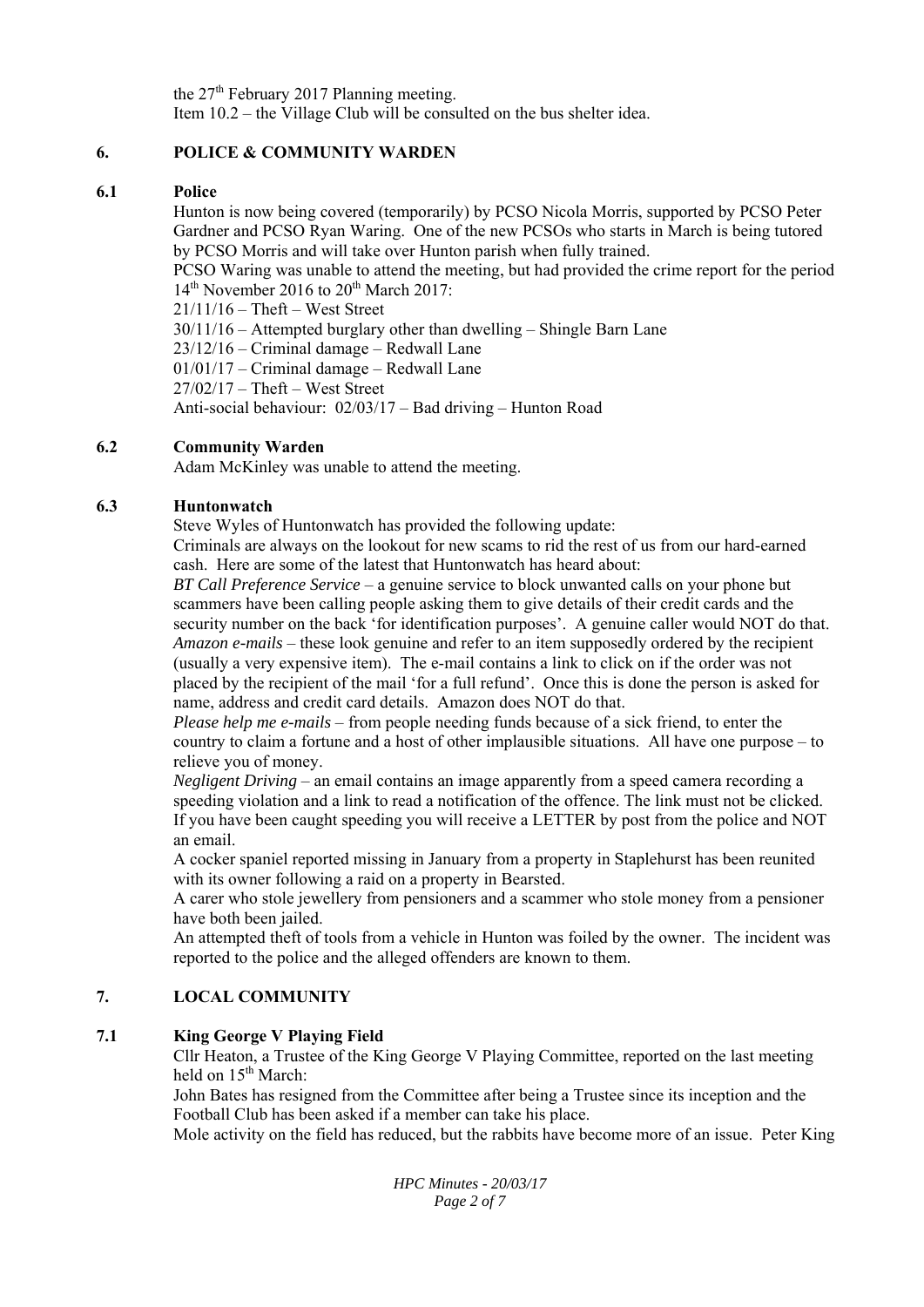the 27th February 2017 Planning meeting.
Item 10.2 – the Village Club will be consulted on the bus shelter idea.

## 6. POLICE & COMMUNITY WARDEN

### 6.1 Police

Hunton is now being covered (temporarily) by PCSO Nicola Morris, supported by PCSO Peter Gardner and PCSO Ryan Waring. One of the new PCSOs who starts in March is being tutored by PCSO Morris and will take over Hunton parish when fully trained.

PCSO Waring was unable to attend the meeting, but had provided the crime report for the period 14th November 2016 to 20th March 2017:

21/11/16 – Theft – West Street
30/11/16 – Attempted burglary other than dwelling – Shingle Barn Lane
23/12/16 – Criminal damage – Redwall Lane
01/01/17 – Criminal damage – Redwall Lane
27/02/17 – Theft – West Street
Anti-social behaviour: 02/03/17 – Bad driving – Hunton Road

### 6.2 Community Warden

Adam McKinley was unable to attend the meeting.

### 6.3 Huntonwatch

Steve Wyles of Huntonwatch has provided the following update:

Criminals are always on the lookout for new scams to rid the rest of us from our hard-earned cash. Here are some of the latest that Huntonwatch has heard about:

*BT Call Preference Service* – a genuine service to block unwanted calls on your phone but scammers have been calling people asking them to give details of their credit cards and the security number on the back 'for identification purposes'. A genuine caller would NOT do that.

*Amazon e-mails* – these look genuine and refer to an item supposedly ordered by the recipient (usually a very expensive item). The e-mail contains a link to click on if the order was not placed by the recipient of the mail 'for a full refund'. Once this is done the person is asked for name, address and credit card details. Amazon does NOT do that.

*Please help me e-mails* – from people needing funds because of a sick friend, to enter the country to claim a fortune and a host of other implausible situations. All have one purpose – to relieve you of money.

*Negligent Driving* – an email contains an image apparently from a speed camera recording a speeding violation and a link to read a notification of the offence. The link must not be clicked. If you have been caught speeding you will receive a LETTER by post from the police and NOT an email.

A cocker spaniel reported missing in January from a property in Staplehurst has been reunited with its owner following a raid on a property in Bearsted.

A carer who stole jewellery from pensioners and a scammer who stole money from a pensioner have both been jailed.

An attempted theft of tools from a vehicle in Hunton was foiled by the owner. The incident was reported to the police and the alleged offenders are known to them.

## 7. LOCAL COMMUNITY

### 7.1 King George V Playing Field

Cllr Heaton, a Trustee of the King George V Playing Committee, reported on the last meeting held on 15th March:

John Bates has resigned from the Committee after being a Trustee since its inception and the Football Club has been asked if a member can take his place.

Mole activity on the field has reduced, but the rabbits have become more of an issue. Peter King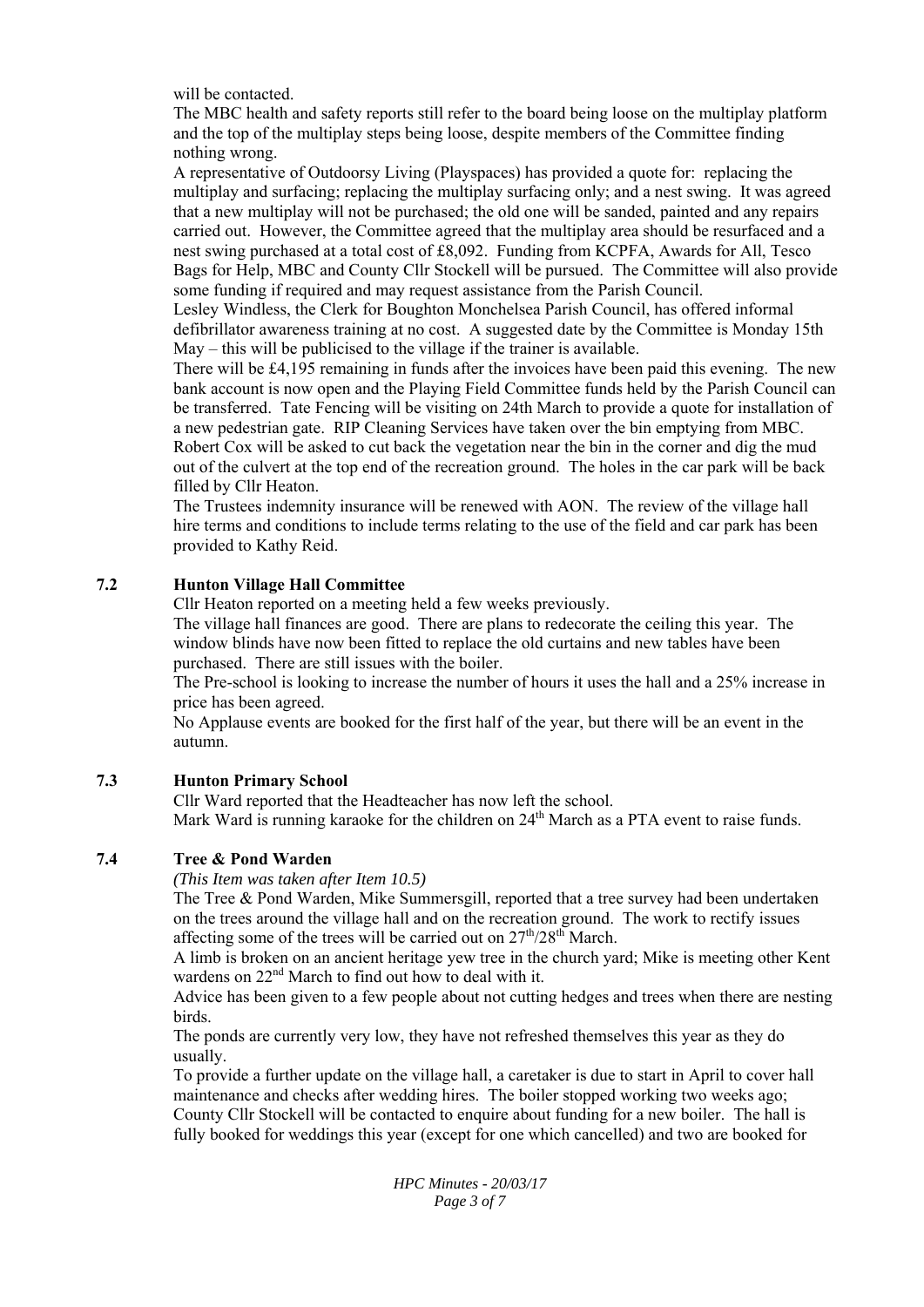will be contacted.

The MBC health and safety reports still refer to the board being loose on the multiplay platform and the top of the multiplay steps being loose, despite members of the Committee finding nothing wrong.

A representative of Outdoorsy Living (Playspaces) has provided a quote for: replacing the multiplay and surfacing; replacing the multiplay surfacing only; and a nest swing. It was agreed that a new multiplay will not be purchased; the old one will be sanded, painted and any repairs carried out. However, the Committee agreed that the multiplay area should be resurfaced and a nest swing purchased at a total cost of £8,092. Funding from KCPFA, Awards for All, Tesco Bags for Help, MBC and County Cllr Stockell will be pursued. The Committee will also provide some funding if required and may request assistance from the Parish Council.

Lesley Windless, the Clerk for Boughton Monchelsea Parish Council, has offered informal defibrillator awareness training at no cost. A suggested date by the Committee is Monday 15th May – this will be publicised to the village if the trainer is available.

There will be £4,195 remaining in funds after the invoices have been paid this evening. The new bank account is now open and the Playing Field Committee funds held by the Parish Council can be transferred. Tate Fencing will be visiting on 24th March to provide a quote for installation of a new pedestrian gate. RIP Cleaning Services have taken over the bin emptying from MBC. Robert Cox will be asked to cut back the vegetation near the bin in the corner and dig the mud out of the culvert at the top end of the recreation ground. The holes in the car park will be back filled by Cllr Heaton.

The Trustees indemnity insurance will be renewed with AON. The review of the village hall hire terms and conditions to include terms relating to the use of the field and car park has been provided to Kathy Reid.

## 7.2 Hunton Village Hall Committee

Cllr Heaton reported on a meeting held a few weeks previously.

The village hall finances are good. There are plans to redecorate the ceiling this year. The window blinds have now been fitted to replace the old curtains and new tables have been purchased. There are still issues with the boiler.

The Pre-school is looking to increase the number of hours it uses the hall and a 25% increase in price has been agreed.

No Applause events are booked for the first half of the year, but there will be an event in the autumn.

## 7.3 Hunton Primary School

Cllr Ward reported that the Headteacher has now left the school.

Mark Ward is running karaoke for the children on 24th March as a PTA event to raise funds.

## 7.4 Tree & Pond Warden

*(This Item was taken after Item 10.5)*

The Tree & Pond Warden, Mike Summersgill, reported that a tree survey had been undertaken on the trees around the village hall and on the recreation ground. The work to rectify issues affecting some of the trees will be carried out on 27th/28th March.

A limb is broken on an ancient heritage yew tree in the church yard; Mike is meeting other Kent wardens on 22nd March to find out how to deal with it.

Advice has been given to a few people about not cutting hedges and trees when there are nesting birds.

The ponds are currently very low, they have not refreshed themselves this year as they do usually.

To provide a further update on the village hall, a caretaker is due to start in April to cover hall maintenance and checks after wedding hires. The boiler stopped working two weeks ago; County Cllr Stockell will be contacted to enquire about funding for a new boiler. The hall is fully booked for weddings this year (except for one which cancelled) and two are booked for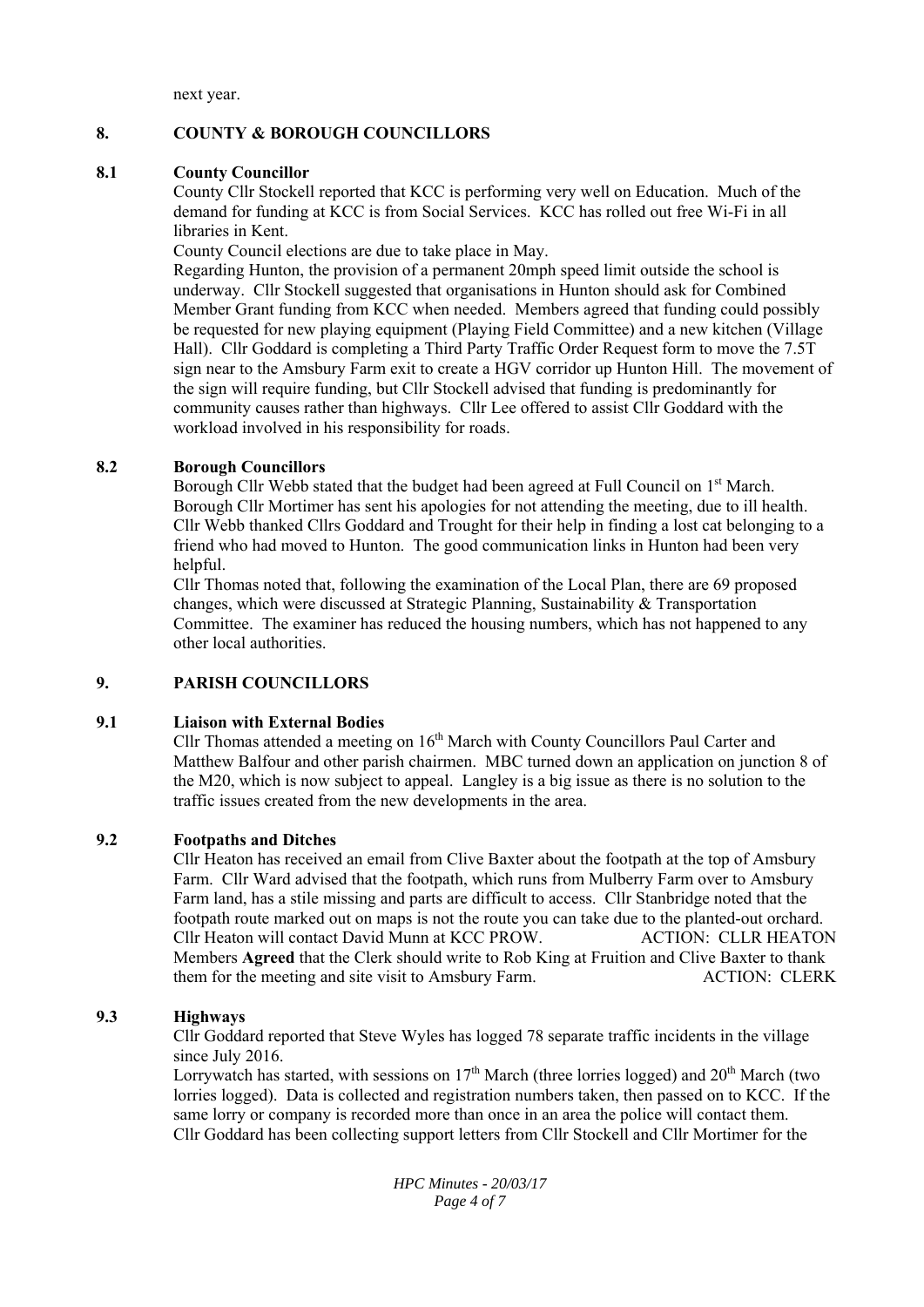next year.

## 8. COUNTY & BOROUGH COUNCILLORS

### 8.1 County Councillor

County Cllr Stockell reported that KCC is performing very well on Education. Much of the demand for funding at KCC is from Social Services. KCC has rolled out free Wi-Fi in all libraries in Kent.

County Council elections are due to take place in May.

Regarding Hunton, the provision of a permanent 20mph speed limit outside the school is underway. Cllr Stockell suggested that organisations in Hunton should ask for Combined Member Grant funding from KCC when needed. Members agreed that funding could possibly be requested for new playing equipment (Playing Field Committee) and a new kitchen (Village Hall). Cllr Goddard is completing a Third Party Traffic Order Request form to move the 7.5T sign near to the Amsbury Farm exit to create a HGV corridor up Hunton Hill. The movement of the sign will require funding, but Cllr Stockell advised that funding is predominantly for community causes rather than highways. Cllr Lee offered to assist Cllr Goddard with the workload involved in his responsibility for roads.

### 8.2 Borough Councillors

Borough Cllr Webb stated that the budget had been agreed at Full Council on 1st March. Borough Cllr Mortimer has sent his apologies for not attending the meeting, due to ill health. Cllr Webb thanked Cllrs Goddard and Trought for their help in finding a lost cat belonging to a friend who had moved to Hunton. The good communication links in Hunton had been very helpful.

Cllr Thomas noted that, following the examination of the Local Plan, there are 69 proposed changes, which were discussed at Strategic Planning, Sustainability & Transportation Committee. The examiner has reduced the housing numbers, which has not happened to any other local authorities.

## 9. PARISH COUNCILLORS

### 9.1 Liaison with External Bodies

Cllr Thomas attended a meeting on 16th March with County Councillors Paul Carter and Matthew Balfour and other parish chairmen. MBC turned down an application on junction 8 of the M20, which is now subject to appeal. Langley is a big issue as there is no solution to the traffic issues created from the new developments in the area.

### 9.2 Footpaths and Ditches

Cllr Heaton has received an email from Clive Baxter about the footpath at the top of Amsbury Farm. Cllr Ward advised that the footpath, which runs from Mulberry Farm over to Amsbury Farm land, has a stile missing and parts are difficult to access. Cllr Stanbridge noted that the footpath route marked out on maps is not the route you can take due to the planted-out orchard. Cllr Heaton will contact David Munn at KCC PROW. ACTION: CLLR HEATON

Members **Agreed** that the Clerk should write to Rob King at Fruition and Clive Baxter to thank them for the meeting and site visit to Amsbury Farm. ACTION: CLERK

### 9.3 Highways

Cllr Goddard reported that Steve Wyles has logged 78 separate traffic incidents in the village since July 2016.

Lorrywatch has started, with sessions on 17th March (three lorries logged) and 20th March (two lorries logged). Data is collected and registration numbers taken, then passed on to KCC. If the same lorry or company is recorded more than once in an area the police will contact them.

Cllr Goddard has been collecting support letters from Cllr Stockell and Cllr Mortimer for the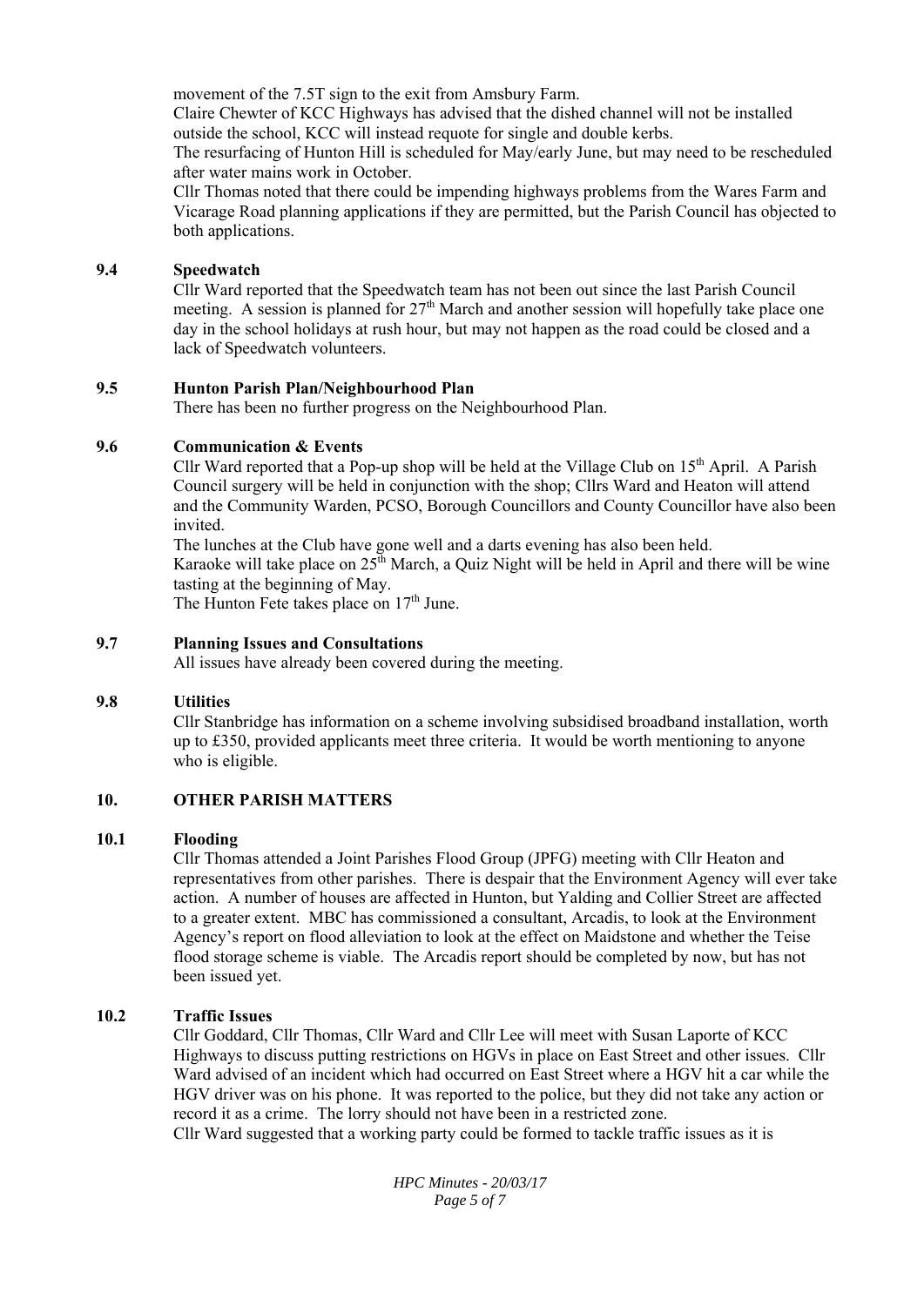movement of the 7.5T sign to the exit from Amsbury Farm.

Claire Chewter of KCC Highways has advised that the dished channel will not be installed outside the school, KCC will instead requote for single and double kerbs.

The resurfacing of Hunton Hill is scheduled for May/early June, but may need to be rescheduled after water mains work in October.

Cllr Thomas noted that there could be impending highways problems from the Wares Farm and Vicarage Road planning applications if they are permitted, but the Parish Council has objected to both applications.

**9.4 Speedwatch**

Cllr Ward reported that the Speedwatch team has not been out since the last Parish Council meeting. A session is planned for 27th March and another session will hopefully take place one day in the school holidays at rush hour, but may not happen as the road could be closed and a lack of Speedwatch volunteers.

**9.5 Hunton Parish Plan/Neighbourhood Plan**

There has been no further progress on the Neighbourhood Plan.

**9.6 Communication & Events**

Cllr Ward reported that a Pop-up shop will be held at the Village Club on 15th April. A Parish Council surgery will be held in conjunction with the shop; Cllrs Ward and Heaton will attend and the Community Warden, PCSO, Borough Councillors and County Councillor have also been invited.

The lunches at the Club have gone well and a darts evening has also been held.

Karaoke will take place on 25th March, a Quiz Night will be held in April and there will be wine tasting at the beginning of May.

The Hunton Fete takes place on 17th June.

**9.7 Planning Issues and Consultations**

All issues have already been covered during the meeting.

**9.8 Utilities**

Cllr Stanbridge has information on a scheme involving subsidised broadband installation, worth up to £350, provided applicants meet three criteria. It would be worth mentioning to anyone who is eligible.

**10. OTHER PARISH MATTERS**

**10.1 Flooding**

Cllr Thomas attended a Joint Parishes Flood Group (JPFG) meeting with Cllr Heaton and representatives from other parishes. There is despair that the Environment Agency will ever take action. A number of houses are affected in Hunton, but Yalding and Collier Street are affected to a greater extent. MBC has commissioned a consultant, Arcadis, to look at the Environment Agency's report on flood alleviation to look at the effect on Maidstone and whether the Teise flood storage scheme is viable. The Arcadis report should be completed by now, but has not been issued yet.

**10.2 Traffic Issues**

Cllr Goddard, Cllr Thomas, Cllr Ward and Cllr Lee will meet with Susan Laporte of KCC Highways to discuss putting restrictions on HGVs in place on East Street and other issues. Cllr Ward advised of an incident which had occurred on East Street where a HGV hit a car while the HGV driver was on his phone. It was reported to the police, but they did not take any action or record it as a crime. The lorry should not have been in a restricted zone.

Cllr Ward suggested that a working party could be formed to tackle traffic issues as it is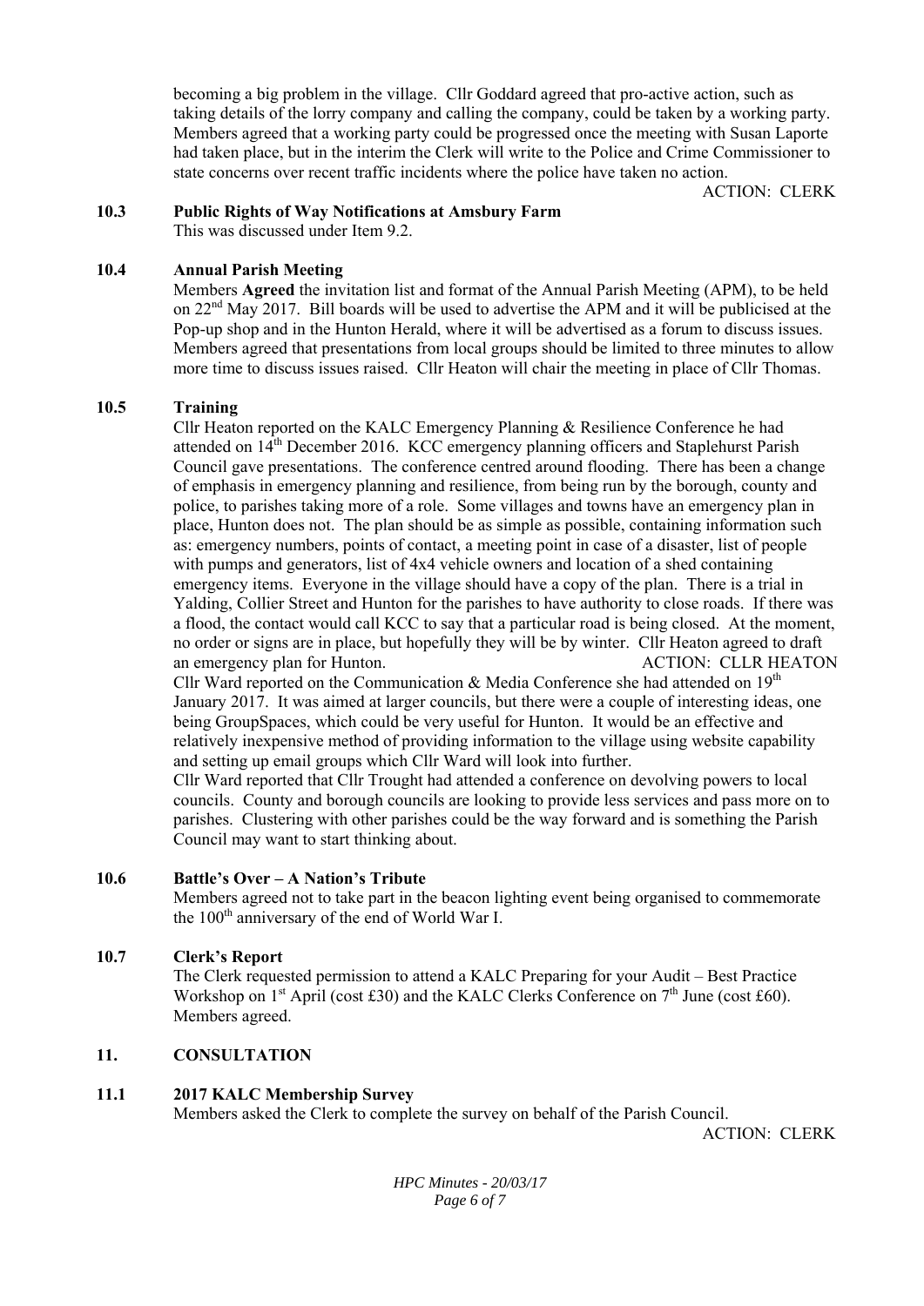becoming a big problem in the village. Cllr Goddard agreed that pro-active action, such as taking details of the lorry company and calling the company, could be taken by a working party. Members agreed that a working party could be progressed once the meeting with Susan Laporte had taken place, but in the interim the Clerk will write to the Police and Crime Commissioner to state concerns over recent traffic incidents where the police have taken no action.

ACTION: CLERK

**10.3 Public Rights of Way Notifications at Amsbury Farm**

This was discussed under Item 9.2.

**10.4 Annual Parish Meeting**

Members **Agreed** the invitation list and format of the Annual Parish Meeting (APM), to be held on 22nd May 2017. Bill boards will be used to advertise the APM and it will be publicised at the Pop-up shop and in the Hunton Herald, where it will be advertised as a forum to discuss issues. Members agreed that presentations from local groups should be limited to three minutes to allow more time to discuss issues raised. Cllr Heaton will chair the meeting in place of Cllr Thomas.

**10.5 Training**

Cllr Heaton reported on the KALC Emergency Planning & Resilience Conference he had attended on 14th December 2016. KCC emergency planning officers and Staplehurst Parish Council gave presentations. The conference centred around flooding. There has been a change of emphasis in emergency planning and resilience, from being run by the borough, county and police, to parishes taking more of a role. Some villages and towns have an emergency plan in place, Hunton does not. The plan should be as simple as possible, containing information such as: emergency numbers, points of contact, a meeting point in case of a disaster, list of people with pumps and generators, list of 4x4 vehicle owners and location of a shed containing emergency items. Everyone in the village should have a copy of the plan. There is a trial in Yalding, Collier Street and Hunton for the parishes to have authority to close roads. If there was a flood, the contact would call KCC to say that a particular road is being closed. At the moment, no order or signs are in place, but hopefully they will be by winter. Cllr Heaton agreed to draft an emergency plan for Hunton. ACTION: CLLR HEATON

Cllr Ward reported on the Communication & Media Conference she had attended on 19th January 2017. It was aimed at larger councils, but there were a couple of interesting ideas, one being GroupSpaces, which could be very useful for Hunton. It would be an effective and relatively inexpensive method of providing information to the village using website capability and setting up email groups which Cllr Ward will look into further.

Cllr Ward reported that Cllr Trought had attended a conference on devolving powers to local councils. County and borough councils are looking to provide less services and pass more on to parishes. Clustering with other parishes could be the way forward and is something the Parish Council may want to start thinking about.

**10.6 Battle's Over – A Nation's Tribute**

Members agreed not to take part in the beacon lighting event being organised to commemorate the 100th anniversary of the end of World War I.

**10.7 Clerk's Report**

The Clerk requested permission to attend a KALC Preparing for your Audit – Best Practice Workshop on 1st April (cost £30) and the KALC Clerks Conference on 7th June (cost £60). Members agreed.

**11. CONSULTATION**

**11.1 2017 KALC Membership Survey**

Members asked the Clerk to complete the survey on behalf of the Parish Council.

ACTION: CLERK

*HPC Minutes - 20/03/17*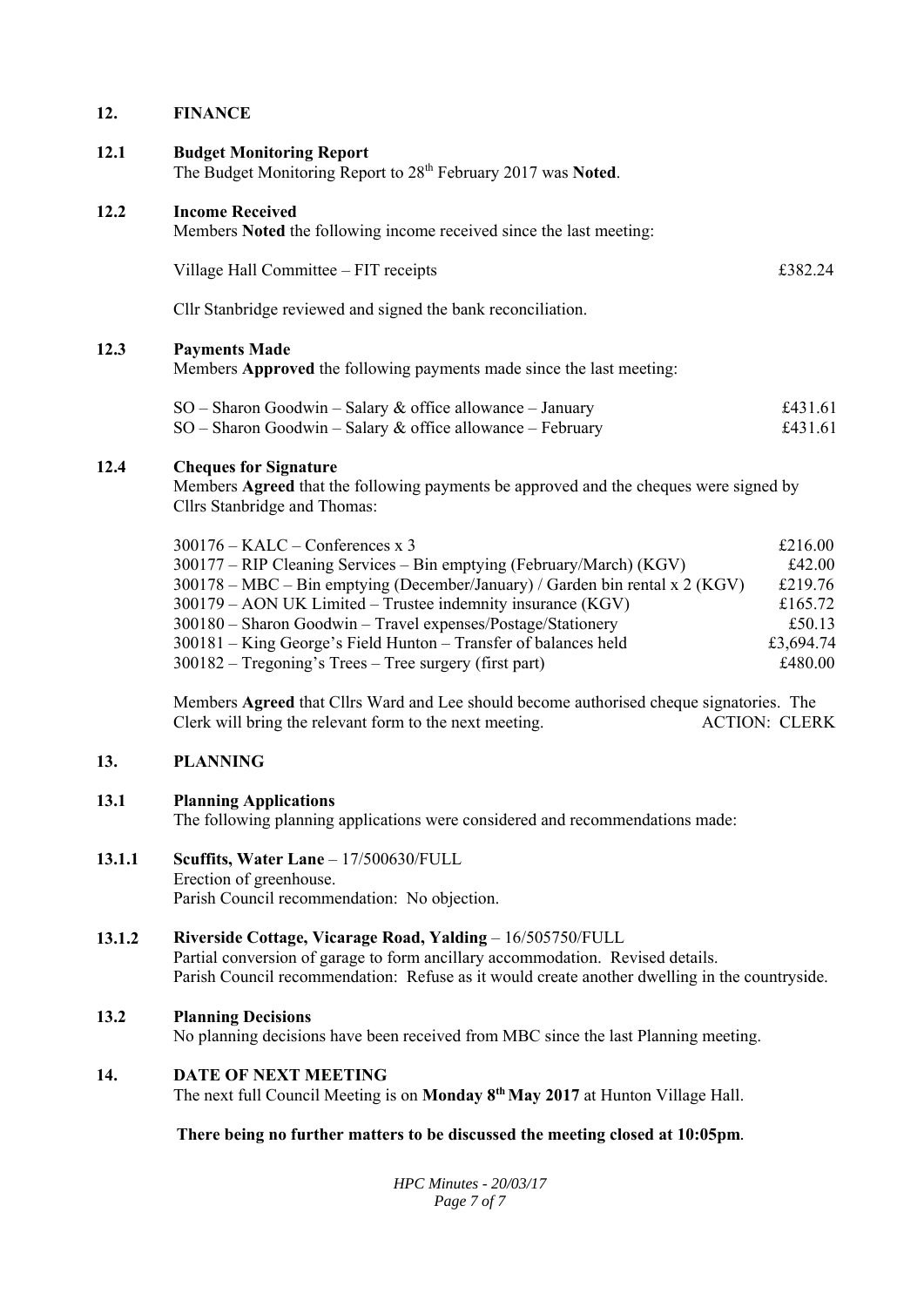## 12. FINANCE

### 12.1 Budget Monitoring Report

The Budget Monitoring Report to 28th February 2017 was **Noted**.

### 12.2 Income Received

Members **Noted** the following income received since the last meeting:

| | |
|---|---|
| Village Hall Committee – FIT receipts | £382.24 |

Cllr Stanbridge reviewed and signed the bank reconciliation.

### 12.3 Payments Made

Members **Approved** the following payments made since the last meeting:

| | |
|---|---|
| SO – Sharon Goodwin – Salary & office allowance – January | £431.61 |
| SO – Sharon Goodwin – Salary & office allowance – February | £431.61 |

### 12.4 Cheques for Signature

Members **Agreed** that the following payments be approved and the cheques were signed by Cllrs Stanbridge and Thomas:

| | |
|---|---|
| 300176 – KALC – Conferences x 3 | £216.00 |
| 300177 – RIP Cleaning Services – Bin emptying (February/March) (KGV) | £42.00 |
| 300178 – MBC – Bin emptying (December/January) / Garden bin rental x 2 (KGV) | £219.76 |
| 300179 – AON UK Limited – Trustee indemnity insurance (KGV) | £165.72 |
| 300180 – Sharon Goodwin – Travel expenses/Postage/Stationery | £50.13 |
| 300181 – King George's Field Hunton – Transfer of balances held | £3,694.74 |
| 300182 – Tregoning's Trees – Tree surgery (first part) | £480.00 |

Members **Agreed** that Cllrs Ward and Lee should become authorised cheque signatories. The Clerk will bring the relevant form to the next meeting. ACTION: CLERK

## 13. PLANNING

### 13.1 Planning Applications

The following planning applications were considered and recommendations made:

**13.1.1 Scuffits, Water Lane** – 17/500630/FULL
Erection of greenhouse.
Parish Council recommendation: No objection.

**13.1.2 Riverside Cottage, Vicarage Road, Yalding** – 16/505750/FULL
Partial conversion of garage to form ancillary accommodation. Revised details.
Parish Council recommendation: Refuse as it would create another dwelling in the countryside.

### 13.2 Planning Decisions

No planning decisions have been received from MBC since the last Planning meeting.

## 14. DATE OF NEXT MEETING

The next full Council Meeting is on **Monday 8th May 2017** at Hunton Village Hall.

**There being no further matters to be discussed the meeting closed at 10:05pm.**

*HPC Minutes - 20/03/17*